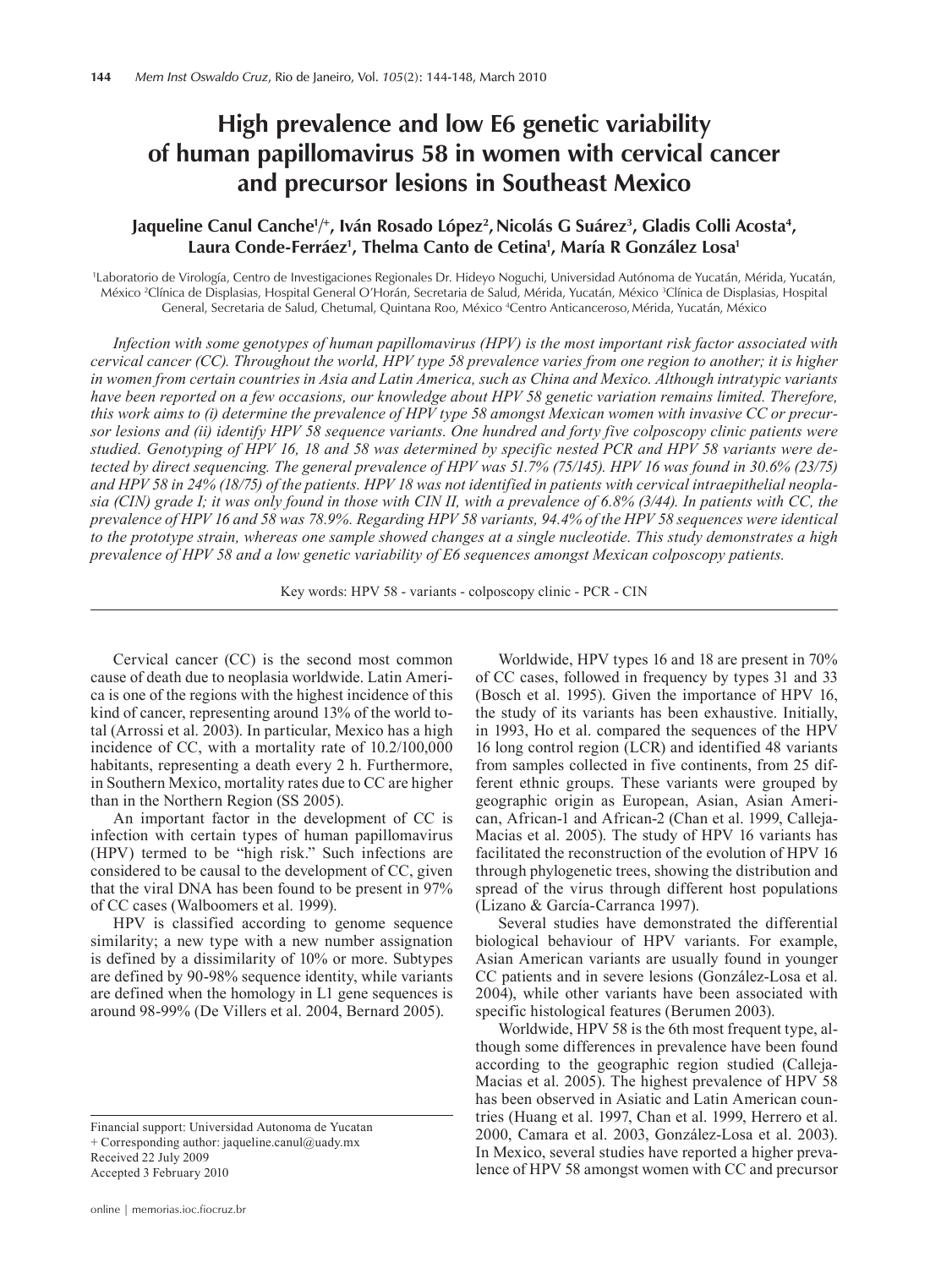# High prevalence and low E6 genetic variability of human papillomavirus 58 in women with cervical cancer and precursor lesions in Southeast Mexico

**Jaqueline Canul Canche[1]/[+], Iván Rosado López[2], Nicolás G Suárez[3], Gladis Colli Acosta[4], Laura Conde-Ferráez[1], Thelma Canto de Cetina[1], María R González Losa[1]**

[1]Laboratorio de Virología, Centro de Investigaciones Regionales Dr. Hideyo Noguchi, Universidad Autónoma de Yucatán, Mérida, Yucatán, México [2]Clínica de Displasias, Hospital General O'Horán, Secretaria de Salud, Mérida, Yucatán, México [3]Clínica de Displasias, Hospital General, Secretaria de Salud, Chetumal, Quintana Roo, México [4]Centro Anticanceroso, Mérida, Yucatán, México

*Infection with some genotypes of human papillomavirus (HPV) is the most important risk factor associated with cervical cancer (CC). Throughout the world, HPV type 58 prevalence varies from one region to another; it is higher in women from certain countries in Asia and Latin America, such as China and Mexico. Although intratypic variants have been reported on a few occasions, our knowledge about HPV 58 genetic variation remains limited. Therefore, this work aims to (i) determine the prevalence of HPV type 58 amongst Mexican women with invasive CC or precursor lesions and (ii) identify HPV 58 sequence variants. One hundred and forty five colposcopy clinic patients were studied. Genotyping of HPV 16, 18 and 58 was determined by specific nested PCR and HPV 58 variants were detected by direct sequencing. The general prevalence of HPV was 51.7% (75/145). HPV 16 was found in 30.6% (23/75) and HPV 58 in 24% (18/75) of the patients. HPV 18 was not identified in patients with cervical intraepithelial neoplasia (CIN) grade I; it was only found in those with CIN II, with a prevalence of 6.8% (3/44). In patients with CC, the prevalence of HPV 16 and 58 was 78.9%. Regarding HPV 58 variants, 94.4% of the HPV 58 sequences were identical to the prototype strain, whereas one sample showed changes at a single nucleotide. This study demonstrates a high prevalence of HPV 58 and a low genetic variability of E6 sequences amongst Mexican colposcopy patients.*

Key words: HPV 58 - variants - colposcopy clinic - PCR - CIN

Cervical cancer (CC) is the second most common cause of death due to neoplasia worldwide. Latin America is one of the regions with the highest incidence of this kind of cancer, representing around 13% of the world total (Arrossi et al. 2003). In particular, Mexico has a high incidence of CC, with a mortality rate of 10.2/100,000 habitants, representing a death every 2 h. Furthermore, in Southern Mexico, mortality rates due to CC are higher than in the Northern Region (SS 2005).

An important factor in the development of CC is infection with certain types of human papillomavirus (HPV) termed to be "high risk." Such infections are considered to be causal to the development of CC, given that the viral DNA has been found to be present in 97% of CC cases (Walboomers et al. 1999).

HPV is classified according to genome sequence similarity; a new type with a new number assignation is defined by a dissimilarity of 10% or more. Subtypes are defined by 90-98% sequence identity, while variants are defined when the homology in L1 gene sequences is around 98-99% (De Villers et al. 2004, Bernard 2005).

Worldwide, HPV types 16 and 18 are present in 70% of CC cases, followed in frequency by types 31 and 33 (Bosch et al. 1995). Given the importance of HPV 16, the study of its variants has been exhaustive. Initially, in 1993, Ho et al. compared the sequences of the HPV 16 long control region (LCR) and identified 48 variants from samples collected in five continents, from 25 different ethnic groups. These variants were grouped by geographic origin as European, Asian, Asian American, African-1 and African-2 (Chan et al. 1999, Calleja-Macias et al. 2005). The study of HPV 16 variants has facilitated the reconstruction of the evolution of HPV 16 through phylogenetic trees, showing the distribution and spread of the virus through different host populations (Lizano & García-Carranca 1997).

Several studies have demonstrated the differential biological behaviour of HPV variants. For example, Asian American variants are usually found in younger CC patients and in severe lesions (González-Losa et al. 2004), while other variants have been associated with specific histological features (Berumen 2003).

Worldwide, HPV 58 is the 6th most frequent type, although some differences in prevalence have been found according to the geographic region studied (Calleja-Macias et al. 2005). The highest prevalence of HPV 58 has been observed in Asiatic and Latin American countries (Huang et al. 1997, Chan et al. 1999, Herrero et al. 2000, Camara et al. 2003, González-Losa et al. 2003). In Mexico, several studies have reported a higher prevalence of HPV 58 amongst women with CC and precursor

Financial support: Universidad Autonoma de Yucatan
+ Corresponding author: jaqueline.canul@uady.mx
Received 22 July 2009
Accepted 3 February 2010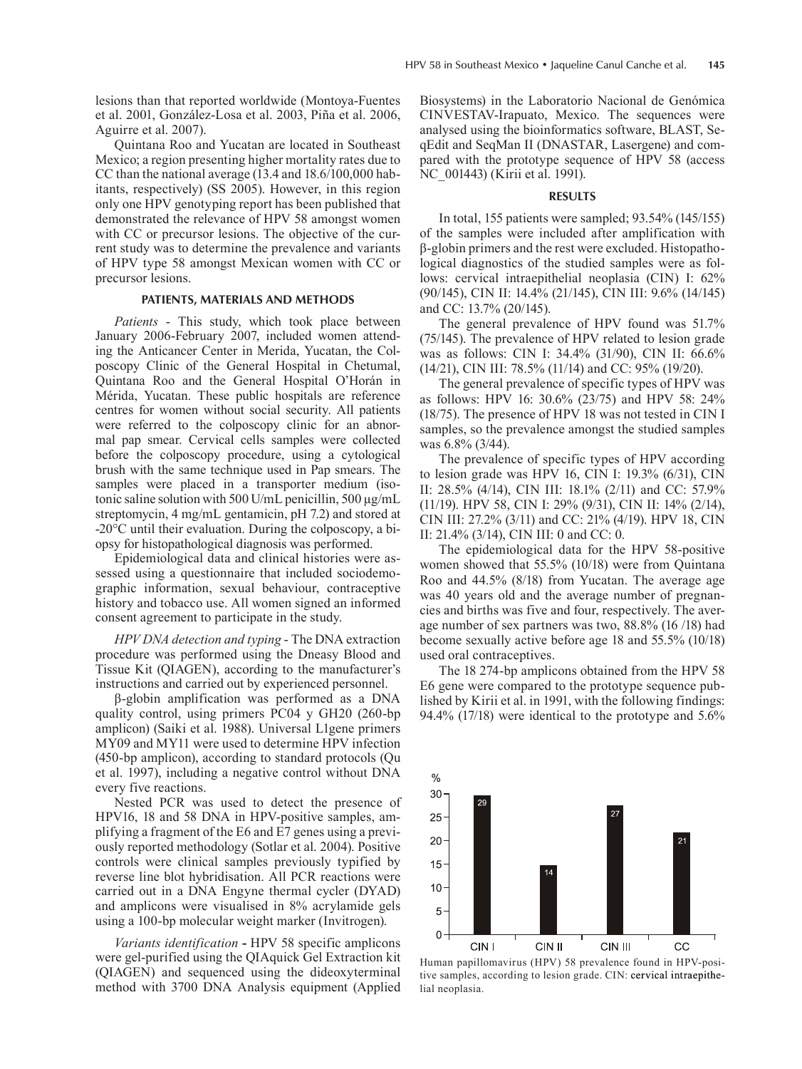lesions than that reported worldwide (Montoya-Fuentes et al. 2001, González-Losa et al. 2003, Piña et al. 2006, Aguirre et al. 2007).

Quintana Roo and Yucatan are located in Southeast Mexico; a region presenting higher mortality rates due to CC than the national average (13.4 and 18.6/100,000 habitants, respectively) (SS 2005). However, in this region only one HPV genotyping report has been published that demonstrated the relevance of HPV 58 amongst women with CC or precursor lesions. The objective of the current study was to determine the prevalence and variants of HPV type 58 amongst Mexican women with CC or precursor lesions.

## PATIENTS, MATERIALS AND METHODS

*Patients* - This study, which took place between January 2006-February 2007, included women attending the Anticancer Center in Merida, Yucatan, the Colposcopy Clinic of the General Hospital in Chetumal, Quintana Roo and the General Hospital O'Horán in Mérida, Yucatan. These public hospitals are reference centres for women without social security. All patients were referred to the colposcopy clinic for an abnormal pap smear. Cervical cells samples were collected before the colposcopy procedure, using a cytological brush with the same technique used in Pap smears. The samples were placed in a transporter medium (isotonic saline solution with 500 U/mL penicillin, 500 μg/mL streptomycin, 4 mg/mL gentamicin, pH 7.2) and stored at -20°C until their evaluation. During the colposcopy, a biopsy for histopathological diagnosis was performed.

Epidemiological data and clinical histories were assessed using a questionnaire that included sociodemographic information, sexual behaviour, contraceptive history and tobacco use. All women signed an informed consent agreement to participate in the study.

*HPV DNA detection and typing* - The DNA extraction procedure was performed using the Dneasy Blood and Tissue Kit (QIAGEN), according to the manufacturer's instructions and carried out by experienced personnel.

β-globin amplification was performed as a DNA quality control, using primers PC04 y GH20 (260-bp amplicon) (Saiki et al. 1988). Universal L1gene primers MY09 and MY11 were used to determine HPV infection (450-bp amplicon), according to standard protocols (Qu et al. 1997), including a negative control without DNA every five reactions.

Nested PCR was used to detect the presence of HPV16, 18 and 58 DNA in HPV-positive samples, amplifying a fragment of the E6 and E7 genes using a previously reported methodology (Sotlar et al. 2004). Positive controls were clinical samples previously typified by reverse line blot hybridisation. All PCR reactions were carried out in a DNA Engyne thermal cycler (DYAD) and amplicons were visualised in 8% acrylamide gels using a 100-bp molecular weight marker (Invitrogen).

*Variants identification* - HPV 58 specific amplicons were gel-purified using the QIAquick Gel Extraction kit (QIAGEN) and sequenced using the dideoxyterminal method with 3700 DNA Analysis equipment (Applied Biosystems) in the Laboratorio Nacional de Genómica CINVESTAV-Irapuato, Mexico. The sequences were analysed using the bioinformatics software, BLAST, SeqEdit and SeqMan II (DNASTAR, Lasergene) and compared with the prototype sequence of HPV 58 (access NC_001443) (Kirii et al. 1991).

## RESULTS

In total, 155 patients were sampled; 93.54% (145/155) of the samples were included after amplification with β-globin primers and the rest were excluded. Histopathological diagnostics of the studied samples were as follows: cervical intraepithelial neoplasia (CIN) I: 62% (90/145), CIN II: 14.4% (21/145), CIN III: 9.6% (14/145) and CC: 13.7% (20/145).

The general prevalence of HPV found was 51.7% (75/145). The prevalence of HPV related to lesion grade was as follows: CIN I: 34.4% (31/90), CIN II: 66.6% (14/21), CIN III: 78.5% (11/14) and CC: 95% (19/20).

The general prevalence of specific types of HPV was as follows: HPV 16: 30.6% (23/75) and HPV 58: 24% (18/75). The presence of HPV 18 was not tested in CIN I samples, so the prevalence amongst the studied samples was 6.8% (3/44).

The prevalence of specific types of HPV according to lesion grade was HPV 16, CIN I: 19.3% (6/31), CIN II: 28.5% (4/14), CIN III: 18.1% (2/11) and CC: 57.9% (11/19). HPV 58, CIN I: 29% (9/31), CIN II: 14% (2/14), CIN III: 27.2% (3/11) and CC: 21% (4/19). HPV 18, CIN II: 21.4% (3/14), CIN III: 0 and CC: 0.

The epidemiological data for the HPV 58-positive women showed that 55.5% (10/18) were from Quintana Roo and 44.5% (8/18) from Yucatan. The average age was 40 years old and the average number of pregnancies and births was five and four, respectively. The average number of sex partners was two, 88.8% (16 /18) had become sexually active before age 18 and 55.5% (10/18) used oral contraceptives.

The 18 274-bp amplicons obtained from the HPV 58 E6 gene were compared to the prototype sequence published by Kirii et al. in 1991, with the following findings: 94.4% (17/18) were identical to the prototype and 5.6%

| Lesion grade | % |
|---|---|
| CIN I | 29 |
| CIN II | 14 |
| CIN III | 27 |
| CC | 21 |

Human papillomavirus (HPV) 58 prevalence found in HPV-positive samples, according to lesion grade. CIN: cervical intraepithelial neoplasia.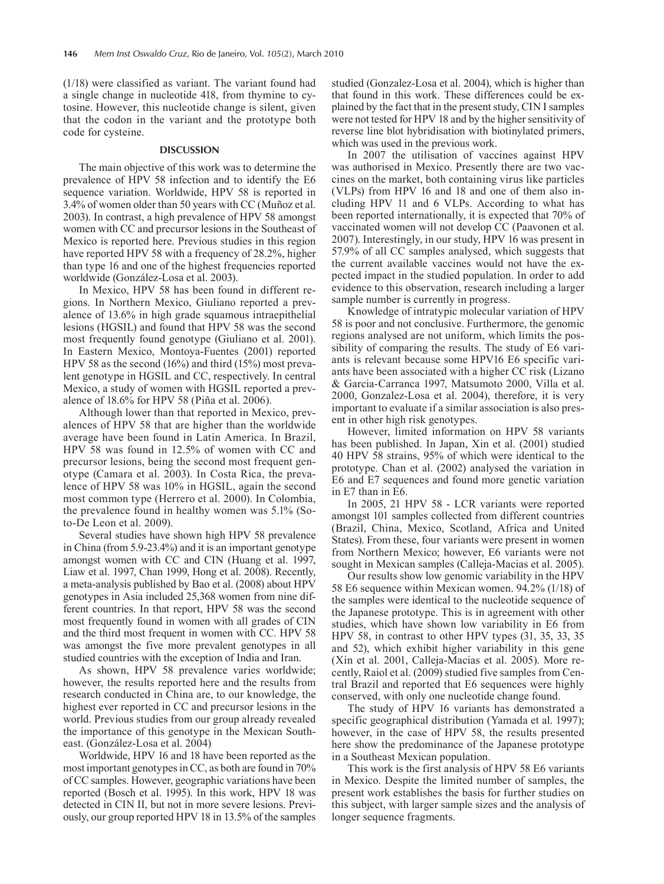(1/18) were classified as variant. The variant found had a single change in nucleotide 418, from thymine to cytosine. However, this nucleotide change is silent, given that the codon in the variant and the prototype both code for cysteine.

## DISCUSSION

The main objective of this work was to determine the prevalence of HPV 58 infection and to identify the E6 sequence variation. Worldwide, HPV 58 is reported in 3.4% of women older than 50 years with CC (Muñoz et al. 2003). In contrast, a high prevalence of HPV 58 amongst women with CC and precursor lesions in the Southeast of Mexico is reported here. Previous studies in this region have reported HPV 58 with a frequency of 28.2%, higher than type 16 and one of the highest frequencies reported worldwide (González-Losa et al. 2003).

In Mexico, HPV 58 has been found in different regions. In Northern Mexico, Giuliano reported a prevalence of 13.6% in high grade squamous intraepithelial lesions (HGSIL) and found that HPV 58 was the second most frequently found genotype (Giuliano et al. 2001). In Eastern Mexico, Montoya-Fuentes (2001) reported HPV 58 as the second (16%) and third (15%) most prevalent genotype in HGSIL and CC, respectively. In central Mexico, a study of women with HGSIL reported a prevalence of 18.6% for HPV 58 (Piña et al. 2006).

Although lower than that reported in Mexico, prevalences of HPV 58 that are higher than the worldwide average have been found in Latin America. In Brazil, HPV 58 was found in 12.5% of women with CC and precursor lesions, being the second most frequent genotype (Camara et al. 2003). In Costa Rica, the prevalence of HPV 58 was 10% in HGSIL, again the second most common type (Herrero et al. 2000). In Colombia, the prevalence found in healthy women was 5.1% (Soto-De Leon et al. 2009).

Several studies have shown high HPV 58 prevalence in China (from 5.9-23.4%) and it is an important genotype amongst women with CC and CIN (Huang et al. 1997, Liaw et al. 1997, Chan 1999, Hong et al. 2008). Recently, a meta-analysis published by Bao et al. (2008) about HPV genotypes in Asia included 25,368 women from nine different countries. In that report, HPV 58 was the second most frequently found in women with all grades of CIN and the third most frequent in women with CC. HPV 58 was amongst the five more prevalent genotypes in all studied countries with the exception of India and Iran.

As shown, HPV 58 prevalence varies worldwide; however, the results reported here and the results from research conducted in China are, to our knowledge, the highest ever reported in CC and precursor lesions in the world. Previous studies from our group already revealed the importance of this genotype in the Mexican Southeast. (González-Losa et al. 2004)

Worldwide, HPV 16 and 18 have been reported as the most important genotypes in CC, as both are found in 70% of CC samples. However, geographic variations have been reported (Bosch et al. 1995). In this work, HPV 18 was detected in CIN II, but not in more severe lesions. Previously, our group reported HPV 18 in 13.5% of the samples studied (Gonzalez-Losa et al. 2004), which is higher than that found in this work. These differences could be explained by the fact that in the present study, CIN I samples were not tested for HPV 18 and by the higher sensitivity of reverse line blot hybridisation with biotinylated primers, which was used in the previous work.

In 2007 the utilisation of vaccines against HPV was authorised in Mexico. Presently there are two vaccines on the market, both containing virus like particles (VLPs) from HPV 16 and 18 and one of them also including HPV 11 and 6 VLPs. According to what has been reported internationally, it is expected that 70% of vaccinated women will not develop CC (Paavonen et al. 2007). Interestingly, in our study, HPV 16 was present in 57.9% of all CC samples analysed, which suggests that the current available vaccines would not have the expected impact in the studied population. In order to add evidence to this observation, research including a larger sample number is currently in progress.

Knowledge of intratypic molecular variation of HPV 58 is poor and not conclusive. Furthermore, the genomic regions analysed are not uniform, which limits the possibility of comparing the results. The study of E6 variants is relevant because some HPV16 E6 specific variants have been associated with a higher CC risk (Lizano & Garcia-Carranca 1997, Matsumoto 2000, Villa et al. 2000, Gonzalez-Losa et al. 2004), therefore, it is very important to evaluate if a similar association is also present in other high risk genotypes.

However, limited information on HPV 58 variants has been published. In Japan, Xin et al. (2001) studied 40 HPV 58 strains, 95% of which were identical to the prototype. Chan et al. (2002) analysed the variation in E6 and E7 sequences and found more genetic variation in E7 than in E6.

In 2005, 21 HPV 58 - LCR variants were reported amongst 101 samples collected from different countries (Brazil, China, Mexico, Scotland, Africa and United States). From these, four variants were present in women from Northern Mexico; however, E6 variants were not sought in Mexican samples (Calleja-Macias et al. 2005).

Our results show low genomic variability in the HPV 58 E6 sequence within Mexican women. 94.2% (1/18) of the samples were identical to the nucleotide sequence of the Japanese prototype. This is in agreement with other studies, which have shown low variability in E6 from HPV 58, in contrast to other HPV types (31, 35, 33, 35 and 52), which exhibit higher variability in this gene (Xin et al. 2001, Calleja-Macias et al. 2005). More recently, Raiol et al. (2009) studied five samples from Central Brazil and reported that E6 sequences were highly conserved, with only one nucleotide change found.

The study of HPV 16 variants has demonstrated a specific geographical distribution (Yamada et al. 1997); however, in the case of HPV 58, the results presented here show the predominance of the Japanese prototype in a Southeast Mexican population.

This work is the first analysis of HPV 58 E6 variants in Mexico. Despite the limited number of samples, the present work establishes the basis for further studies on this subject, with larger sample sizes and the analysis of longer sequence fragments.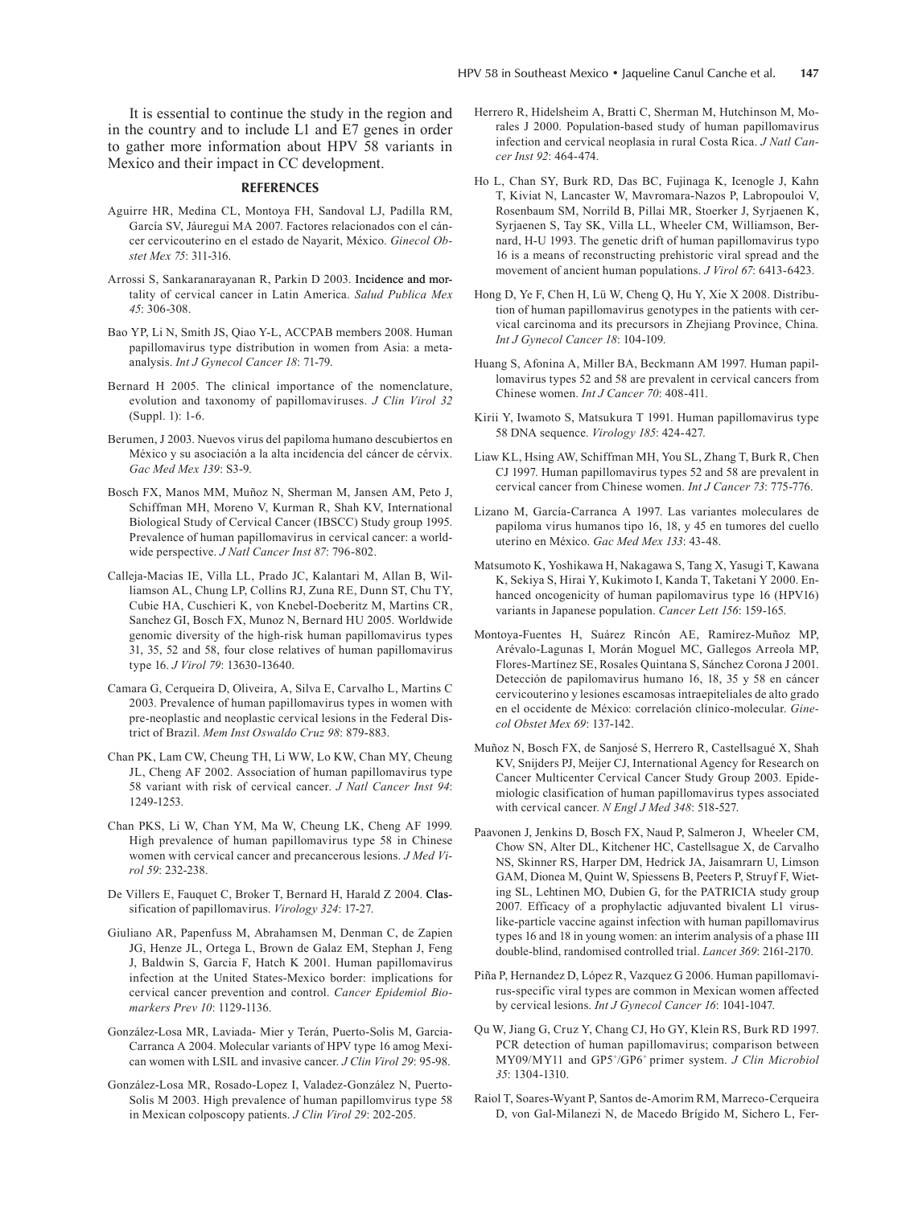It is essential to continue the study in the region and in the country and to include L1 and E7 genes in order to gather more information about HPV 58 variants in Mexico and their impact in CC development.

## REFERENCES

Aguirre HR, Medina CL, Montoya FH, Sandoval LJ, Padilla RM, García SV, Jáuregui MA 2007. Factores relacionados con el cáncer cervicouterino en el estado de Nayarit, México. *Ginecol Obstet Mex 75*: 311-316.

Arrossi S, Sankaranarayanan R, Parkin D 2003. Incidence and mortality of cervical cancer in Latin America. *Salud Publica Mex 45*: 306-308.

Bao YP, Li N, Smith JS, Qiao Y-L, ACCPAB members 2008. Human papillomavirus type distribution in women from Asia: a meta-analysis. *Int J Gynecol Cancer 18*: 71-79.

Bernard H 2005. The clinical importance of the nomenclature, evolution and taxonomy of papillomaviruses. *J Clin Virol 32* (Suppl. 1): 1-6.

Berumen, J 2003. Nuevos virus del papiloma humano descubiertos en México y su asociación a la alta incidencia del cáncer de cérvix. *Gac Med Mex 139*: S3-9.

Bosch FX, Manos MM, Muñoz N, Sherman M, Jansen AM, Peto J, Schiffman MH, Moreno V, Kurman R, Shah KV, International Biological Study of Cervical Cancer (IBSCC) Study group 1995. Prevalence of human papillomavirus in cervical cancer: a worldwide perspective. *J Natl Cancer Inst 87*: 796-802.

Calleja-Macias IE, Villa LL, Prado JC, Kalantari M, Allan B, Williamson AL, Chung LP, Collins RJ, Zuna RE, Dunn ST, Chu TY, Cubie HA, Cuschieri K, von Knebel-Doeberitz M, Martins CR, Sanchez GI, Bosch FX, Munoz N, Bernard HU 2005. Worldwide genomic diversity of the high-risk human papillomavirus types 31, 35, 52 and 58, four close relatives of human papillomavirus type 16. *J Virol 79*: 13630-13640.

Camara G, Cerqueira D, Oliveira, A, Silva E, Carvalho L, Martins C 2003. Prevalence of human papillomavirus types in women with pre-neoplastic and neoplastic cervical lesions in the Federal District of Brazil. *Mem Inst Oswaldo Cruz 98*: 879-883.

Chan PK, Lam CW, Cheung TH, Li WW, Lo KW, Chan MY, Cheung JL, Cheng AF 2002. Association of human papillomavirus type 58 variant with risk of cervical cancer. *J Natl Cancer Inst 94*: 1249-1253.

Chan PKS, Li W, Chan YM, Ma W, Cheung LK, Cheng AF 1999. High prevalence of human papillomavirus type 58 in Chinese women with cervical cancer and precancerous lesions. *J Med Virol 59*: 232-238.

De Villers E, Fauquet C, Broker T, Bernard H, Harald Z 2004. Classification of papillomavirus. *Virology 324*: 17-27.

Giuliano AR, Papenfuss M, Abrahamsen M, Denman C, de Zapien JG, Henze JL, Ortega L, Brown de Galaz EM, Stephan J, Feng J, Baldwin S, Garcia F, Hatch K 2001. Human papillomavirus infection at the United States-Mexico border: implications for cervical cancer prevention and control. *Cancer Epidemiol Biomarkers Prev 10*: 1129-1136.

González-Losa MR, Laviada- Mier y Terán, Puerto-Solis M, Garcia-Carranca A 2004. Molecular variants of HPV type 16 amog Mexican women with LSIL and invasive cancer. *J Clin Virol 29*: 95-98.

González-Losa MR, Rosado-Lopez I, Valadez-González N, Puerto-Solis M 2003. High prevalence of human papillomvirus type 58 in Mexican colposcopy patients. *J Clin Virol 29*: 202-205.

Herrero R, Hidelsheim A, Bratti C, Sherman M, Hutchinson M, Morales J 2000. Population-based study of human papillomavirus infection and cervical neoplasia in rural Costa Rica. *J Natl Cancer Inst 92*: 464-474.

Ho L, Chan SY, Burk RD, Das BC, Fujinaga K, Icenogle J, Kahn T, Kiviat N, Lancaster W, Mavromara-Nazos P, Labropouloi V, Rosenbaum SM, Norrild B, Pillai MR, Stoerker J, Syrjaenen K, Syrjaenen S, Tay SK, Villa LL, Wheeler CM, Williamson, Bernard, H-U 1993. The genetic drift of human papillomavirus typo 16 is a means of reconstructing prehistoric viral spread and the movement of ancient human populations. *J Virol 67*: 6413-6423.

Hong D, Ye F, Chen H, Lü W, Cheng Q, Hu Y, Xie X 2008. Distribution of human papillomavirus genotypes in the patients with cervical carcinoma and its precursors in Zhejiang Province, China. *Int J Gynecol Cancer 18*: 104-109.

Huang S, Afonina A, Miller BA, Beckmann AM 1997. Human papillomavirus types 52 and 58 are prevalent in cervical cancers from Chinese women. *Int J Cancer 70*: 408-411.

Kirii Y, Iwamoto S, Matsukura T 1991. Human papillomavirus type 58 DNA sequence. *Virology 185*: 424-427.

Liaw KL, Hsing AW, Schiffman MH, You SL, Zhang T, Burk R, Chen CJ 1997. Human papillomavirus types 52 and 58 are prevalent in cervical cancer from Chinese women. *Int J Cancer 73*: 775-776.

Lizano M, García-Carranca A 1997. Las variantes moleculares de papiloma virus humanos tipo 16, 18, y 45 en tumores del cuello uterino en México. *Gac Med Mex 133*: 43-48.

Matsumoto K, Yoshikawa H, Nakagawa S, Tang X, Yasugi T, Kawana K, Sekiya S, Hirai Y, Kukimoto I, Kanda T, Taketani Y 2000. Enhanced oncogenicity of human papilomavirus type 16 (HPV16) variants in Japanese population. *Cancer Lett 156*: 159-165.

Montoya-Fuentes H, Suárez Rincón AE, Ramírez-Muñoz MP, Arévalo-Lagunas I, Morán Moguel MC, Gallegos Arreola MP, Flores-Martínez SE, Rosales Quintana S, Sánchez Corona J 2001. Detección de papilomavirus humano 16, 18, 35 y 58 en cáncer cervicouterino y lesiones escamosas intraepiteliales de alto grado en el occidente de México: correlación clínico-molecular. *Ginecol Obstet Mex 69*: 137-142.

Muñoz N, Bosch FX, de Sanjosé S, Herrero R, Castellsagué X, Shah KV, Snijders PJ, Meijer CJ, International Agency for Research on Cancer Multicenter Cervical Cancer Study Group 2003. Epidemiologic clasification of human papillomavirus types associated with cervical cancer. *N Engl J Med 348*: 518-527.

Paavonen J, Jenkins D, Bosch FX, Naud P, Salmeron J, Wheeler CM, Chow SN, Alter DL, Kitchener HC, Castellsague X, de Carvalho NS, Skinner RS, Harper DM, Hedrick JA, Jaisamrarn U, Limson GAM, Dionea M, Quint W, Spiessens B, Peeters P, Struyf F, Wieting SL, Lehtinen MO, Dubien G, for the PATRICIA study group 2007. Efficacy of a prophylactic adjuvanted bivalent L1 virus-like-particle vaccine against infection with human papillomavirus types 16 and 18 in young women: an interim analysis of a phase III double-blind, randomised controlled trial. *Lancet 369*: 2161-2170.

Piña P, Hernandez D, López R, Vazquez G 2006. Human papillomavirus-specific viral types are common in Mexican women affected by cervical lesions. *Int J Gynecol Cancer 16*: 1041-1047.

Qu W, Jiang G, Cruz Y, Chang CJ, Ho GY, Klein RS, Burk RD 1997. PCR detection of human papillomavirus; comparison between MY09/MY11 and GP5+/GP6+ primer system. *J Clin Microbiol 35*: 1304-1310.

Raiol T, Soares-Wyant P, Santos de-Amorim RM, Marreco-Cerqueira D, von Gal-Milanezi N, de Macedo Brígido M, Sichero L, Fer-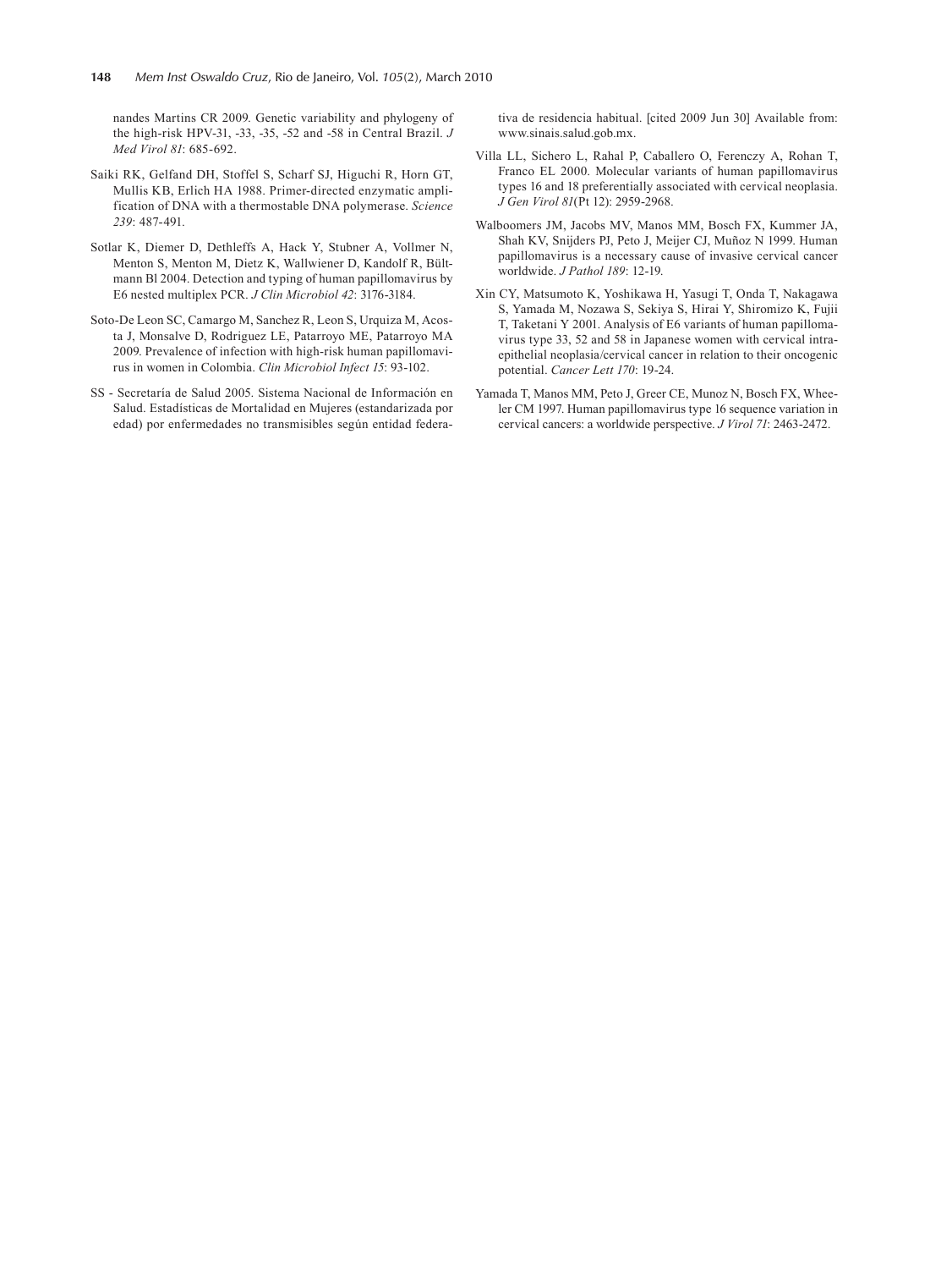nandes Martins CR 2009. Genetic variability and phylogeny of the high-risk HPV-31, -33, -35, -52 and -58 in Central Brazil. *J Med Virol 81*: 685-692.

Saiki RK, Gelfand DH, Stoffel S, Scharf SJ, Higuchi R, Horn GT, Mullis KB, Erlich HA 1988. Primer-directed enzymatic amplification of DNA with a thermostable DNA polymerase. *Science 239*: 487-491.

Sotlar K, Diemer D, Dethleffs A, Hack Y, Stubner A, Vollmer N, Menton S, Menton M, Dietz K, Wallwiener D, Kandolf R, Bültmann Bl 2004. Detection and typing of human papillomavirus by E6 nested multiplex PCR. *J Clin Microbiol 42*: 3176-3184.

Soto-De Leon SC, Camargo M, Sanchez R, Leon S, Urquiza M, Acosta J, Monsalve D, Rodriguez LE, Patarroyo ME, Patarroyo MA 2009. Prevalence of infection with high-risk human papillomavirus in women in Colombia. *Clin Microbiol Infect 15*: 93-102.

SS - Secretaría de Salud 2005. Sistema Nacional de Información en Salud. Estadísticas de Mortalidad en Mujeres (estandarizada por edad) por enfermedades no transmisibles según entidad federativa de residencia habitual. [cited 2009 Jun 30] Available from: www.sinais.salud.gob.mx.

Villa LL, Sichero L, Rahal P, Caballero O, Ferenczy A, Rohan T, Franco EL 2000. Molecular variants of human papillomavirus types 16 and 18 preferentially associated with cervical neoplasia. *J Gen Virol 81*(Pt 12): 2959-2968.

Walboomers JM, Jacobs MV, Manos MM, Bosch FX, Kummer JA, Shah KV, Snijders PJ, Peto J, Meijer CJ, Muñoz N 1999. Human papillomavirus is a necessary cause of invasive cervical cancer worldwide. *J Pathol 189*: 12-19.

Xin CY, Matsumoto K, Yoshikawa H, Yasugi T, Onda T, Nakagawa S, Yamada M, Nozawa S, Sekiya S, Hirai Y, Shiromizo K, Fujii T, Taketani Y 2001. Analysis of E6 variants of human papillomavirus type 33, 52 and 58 in Japanese women with cervical intraepithelial neoplasia/cervical cancer in relation to their oncogenic potential. *Cancer Lett 170*: 19-24.

Yamada T, Manos MM, Peto J, Greer CE, Munoz N, Bosch FX, Wheeler CM 1997. Human papillomavirus type 16 sequence variation in cervical cancers: a worldwide perspective. *J Virol 71*: 2463-2472.